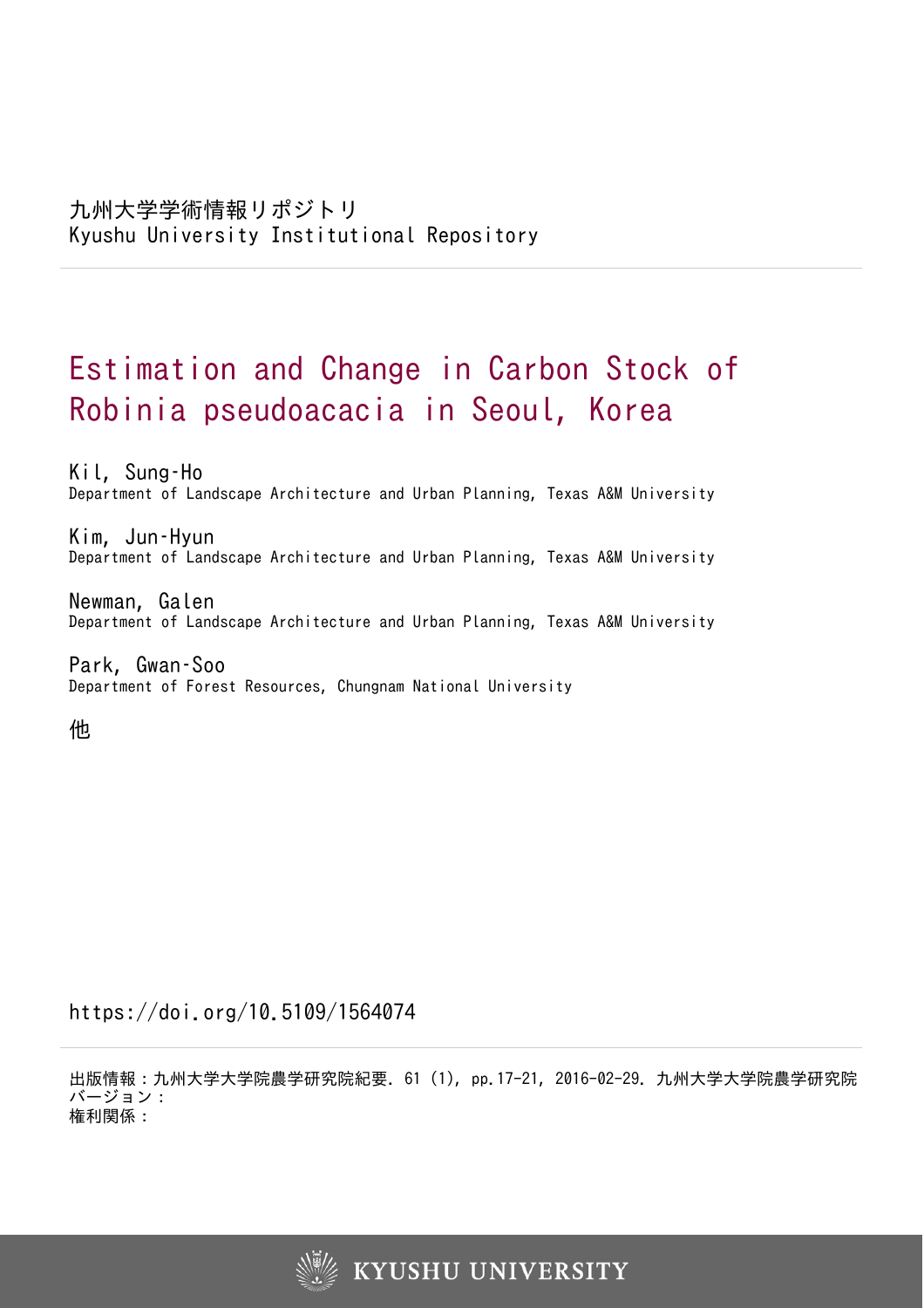九州大学学術情報リポジトリ
Kyushu University Institutional Repository

# Estimation and Change in Carbon Stock of Robinia pseudoacacia in Seoul, Korea

Kil, Sung-Ho
Department of Landscape Architecture and Urban Planning, Texas A&M University

Kim, Jun-Hyun
Department of Landscape Architecture and Urban Planning, Texas A&M University

Newman, Galen
Department of Landscape Architecture and Urban Planning, Texas A&M University

Park, Gwan-Soo
Department of Forest Resources, Chungnam National University

他

https://doi.org/10.5109/1564074

出版情報：九州大学大学院農学研究院紀要. 61 (1), pp.17-21, 2016-02-29. 九州大学大学院農学研究院
バージョン：
権利関係：

KYUSHU UNIVERSITY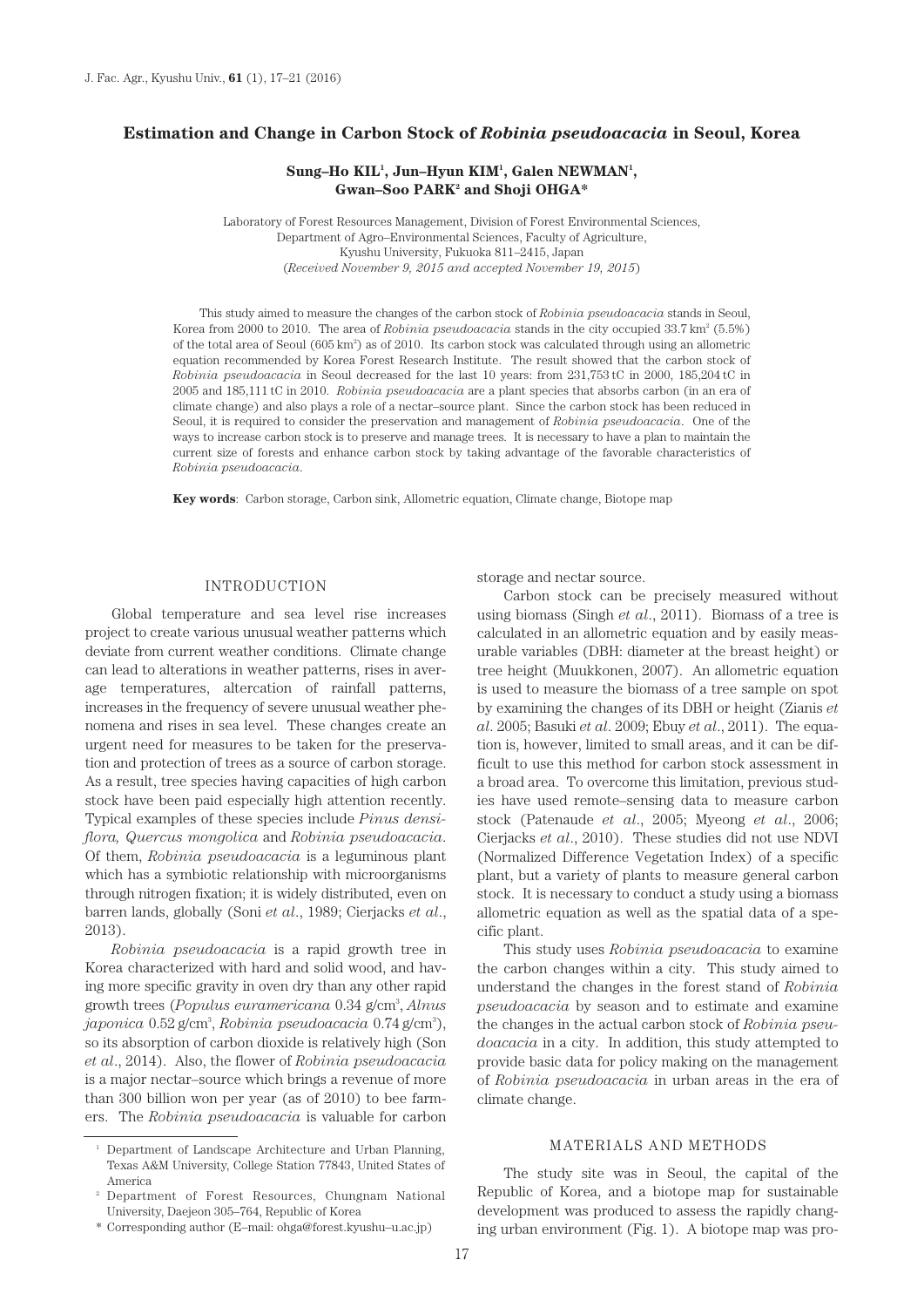# Estimation and Change in Carbon Stock of *Robinia pseudoacacia* in Seoul, Korea

**Sung–Ho KIL[1], Jun–Hyun KIM[1], Galen NEWMAN[1], Gwan–Soo PARK[2] and Shoji OHGA***

Laboratory of Forest Resources Management, Division of Forest Environmental Sciences,
Department of Agro–Environmental Sciences, Faculty of Agriculture,
Kyushu University, Fukuoka 811–2415, Japan
(*Received November 9, 2015 and accepted November 19, 2015*)

This study aimed to measure the changes of the carbon stock of *Robinia pseudoacacia* stands in Seoul, Korea from 2000 to 2010. The area of *Robinia pseudoacacia* stands in the city occupied 33.7 km$^2$ (5.5%) of the total area of Seoul (605 km$^2$) as of 2010. Its carbon stock was calculated through using an allometric equation recommended by Korea Forest Research Institute. The result showed that the carbon stock of *Robinia pseudoacacia* in Seoul decreased for the last 10 years: from 231,753 tC in 2000, 185,204 tC in 2005 and 185,111 tC in 2010. *Robinia pseudoacacia* are a plant species that absorbs carbon (in an era of climate change) and also plays a role of a nectar–source plant. Since the carbon stock has been reduced in Seoul, it is required to consider the preservation and management of *Robinia pseudoacacia*. One of the ways to increase carbon stock is to preserve and manage trees. It is necessary to have a plan to maintain the current size of forests and enhance carbon stock by taking advantage of the favorable characteristics of *Robinia pseudoacacia*.

**Key words**: Carbon storage, Carbon sink, Allometric equation, Climate change, Biotope map

## INTRODUCTION

Global temperature and sea level rise increases project to create various unusual weather patterns which deviate from current weather conditions. Climate change can lead to alterations in weather patterns, rises in average temperatures, altercation of rainfall patterns, increases in the frequency of severe unusual weather phenomena and rises in sea level. These changes create an urgent need for measures to be taken for the preservation and protection of trees as a source of carbon storage. As a result, tree species having capacities of high carbon stock have been paid especially high attention recently. Typical examples of these species include *Pinus densiflora, Quercus mongolica* and *Robinia pseudoacacia*. Of them, *Robinia pseudoacacia* is a leguminous plant which has a symbiotic relationship with microorganisms through nitrogen fixation; it is widely distributed, even on barren lands, globally (Soni *et al*., 1989; Cierjacks *et al*., 2013).

*Robinia pseudoacacia* is a rapid growth tree in Korea characterized with hard and solid wood, and having more specific gravity in oven dry than any other rapid growth trees (*Populus euramericana* 0.34 g/cm$^3$, *Alnus japonica* 0.52 g/cm$^3$, *Robinia pseudoacacia* 0.74 g/cm$^3$), so its absorption of carbon dioxide is relatively high (Son *et al*., 2014). Also, the flower of *Robinia pseudoacacia* is a major nectar–source which brings a revenue of more than 300 billion won per year (as of 2010) to bee farmers. The *Robinia pseudoacacia* is valuable for carbon storage and nectar source.

Carbon stock can be precisely measured without using biomass (Singh *et al*., 2011). Biomass of a tree is calculated in an allometric equation and by easily measurable variables (DBH: diameter at the breast height) or tree height (Muukkonen, 2007). An allometric equation is used to measure the biomass of a tree sample on spot by examining the changes of its DBH or height (Zianis *et al*. 2005; Basuki *et al*. 2009; Ebuy *et al*., 2011). The equation is, however, limited to small areas, and it can be difficult to use this method for carbon stock assessment in a broad area. To overcome this limitation, previous studies have used remote–sensing data to measure carbon stock (Patenaude *et al*., 2005; Myeong *et al*., 2006; Cierjacks *et al*., 2010). These studies did not use NDVI (Normalized Difference Vegetation Index) of a specific plant, but a variety of plants to measure general carbon stock. It is necessary to conduct a study using a biomass allometric equation as well as the spatial data of a specific plant.

This study uses *Robinia pseudoacacia* to examine the carbon changes within a city. This study aimed to understand the changes in the forest stand of *Robinia pseudoacacia* by season and to estimate and examine the changes in the actual carbon stock of *Robinia pseudoacacia* in a city. In addition, this study attempted to provide basic data for policy making on the management of *Robinia pseudoacacia* in urban areas in the era of climate change.

## MATERIALS AND METHODS

The study site was in Seoul, the capital of the Republic of Korea, and a biotope map for sustainable development was produced to assess the rapidly changing urban environment (Fig. 1). A biotope map was pro-

[1] Department of Landscape Architecture and Urban Planning, Texas A&M University, College Station 77843, United States of America

[2] Department of Forest Resources, Chungnam National University, Daejeon 305–764, Republic of Korea

\* Corresponding author (E–mail: ohga@forest.kyushu–u.ac.jp)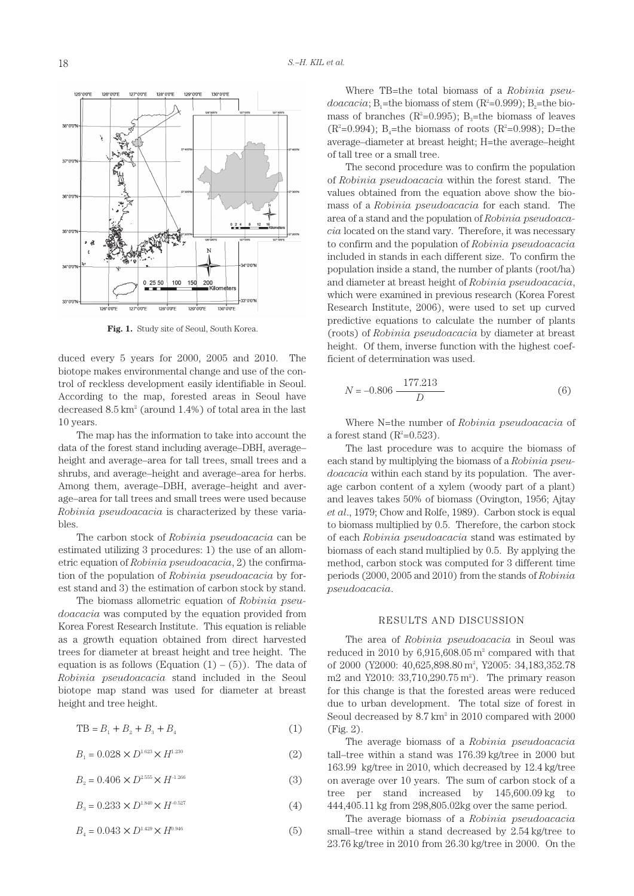Fig. 1. Study site of Seoul, South Korea.

duced every 5 years for 2000, 2005 and 2010. The biotope makes environmental change and use of the control of reckless development easily identifiable in Seoul. According to the map, forested areas in Seoul have decreased 8.5 km$^2$ (around 1.4%) of total area in the last 10 years.

The map has the information to take into account the data of the forest stand including average–DBH, average–height and average–area for tall trees, small trees and a shrubs, and average–height and average–area for herbs. Among them, average–DBH, average–height and average–area for tall trees and small trees were used because *Robinia pseudoacacia* is characterized by these variables.

The carbon stock of *Robinia pseudoacacia* can be estimated utilizing 3 procedures: 1) the use of an allometric equation of *Robinia pseudoacacia*, 2) the confirmation of the population of *Robinia pseudoacacia* by forest stand and 3) the estimation of carbon stock by stand.

The biomass allometric equation of *Robinia pseudoacacia* was computed by the equation provided from Korea Forest Research Institute. This equation is reliable as a growth equation obtained from direct harvested trees for diameter at breast height and tree height. The equation is as follows (Equation (1) – (5)). The data of *Robinia pseudoacacia* stand included in the Seoul biotope map stand was used for diameter at breast height and tree height.

$$\mathrm{TB} = B_1 + B_2 + B_3 + B_4 \tag{1}$$

$$B_1 = 0.028 \times D^{1.623} \times H^{1.230} \tag{2}$$

$$B_2 = 0.406 \times D^{2.555} \times H^{-1.266} \tag{3}$$

$$B_3 = 0.233 \times D^{1.840} \times H^{-0.527} \tag{4}$$

$$B_4 = 0.043 \times D^{1.429} \times H^{0.946} \tag{5}$$

Where TB=the total biomass of a *Robinia pseudoacacia*; $B_1$=the biomass of stem ($R^2$=0.999); $B_2$=the biomass of branches ($R^2$=0.995); $B_3$=the biomass of leaves ($R^2$=0.994); $B_4$=the biomass of roots ($R^2$=0.998); D=the average–diameter at breast height; H=the average–height of tall tree or a small tree.

The second procedure was to confirm the population of *Robinia pseudoacacia* within the forest stand. The values obtained from the equation above show the biomass of a *Robinia pseudoacacia* for each stand. The area of a stand and the population of *Robinia pseudoacacia* located on the stand vary. Therefore, it was necessary to confirm and the population of *Robinia pseudoacacia* included in stands in each different size. To confirm the population inside a stand, the number of plants (root/ha) and diameter at breast height of *Robinia pseudoacacia*, which were examined in previous research (Korea Forest Research Institute, 2006), were used to set up curved predictive equations to calculate the number of plants (roots) of *Robinia pseudoacacia* by diameter at breast height. Of them, inverse function with the highest coefficient of determination was used.

$$N = -0.806 \quad \frac{177.213}{D} \tag{6}$$

Where N=the number of *Robinia pseudoacacia* of a forest stand ($R^2$=0.523).

The last procedure was to acquire the biomass of each stand by multiplying the biomass of a *Robinia pseudoacacia* within each stand by its population. The average carbon content of a xylem (woody part of a plant) and leaves takes 50% of biomass (Ovington, 1956; Ajtay *et al.*, 1979; Chow and Rolfe, 1989). Carbon stock is equal to biomass multiplied by 0.5. Therefore, the carbon stock of each *Robinia pseudoacacia* stand was estimated by biomass of each stand multiplied by 0.5. By applying the method, carbon stock was computed for 3 different time periods (2000, 2005 and 2010) from the stands of *Robinia pseudoacacia*.

## RESULTS AND DISCUSSION

The area of *Robinia pseudoacacia* in Seoul was reduced in 2010 by 6,915,608.05 m$^2$ compared with that of 2000 (Y2000: 40,625,898.80 m$^2$, Y2005: 34,183,352.78 m2 and Y2010: 33,710,290.75 m$^2$). The primary reason for this change is that the forested areas were reduced due to urban development. The total size of forest in Seoul decreased by 8.7 km$^2$ in 2010 compared with 2000 (Fig. 2).

The average biomass of a *Robinia pseudoacacia* tall–tree within a stand was 176.39 kg/tree in 2000 but 163.99 kg/tree in 2010, which decreased by 12.4 kg/tree on average over 10 years. The sum of carbon stock of a tree per stand increased by 145,600.09 kg to 444,405.11 kg from 298,805.02kg over the same period.

The average biomass of a *Robinia pseudoacacia* small–tree within a stand decreased by 2.54 kg/tree to 23.76 kg/tree in 2010 from 26.30 kg/tree in 2000. On the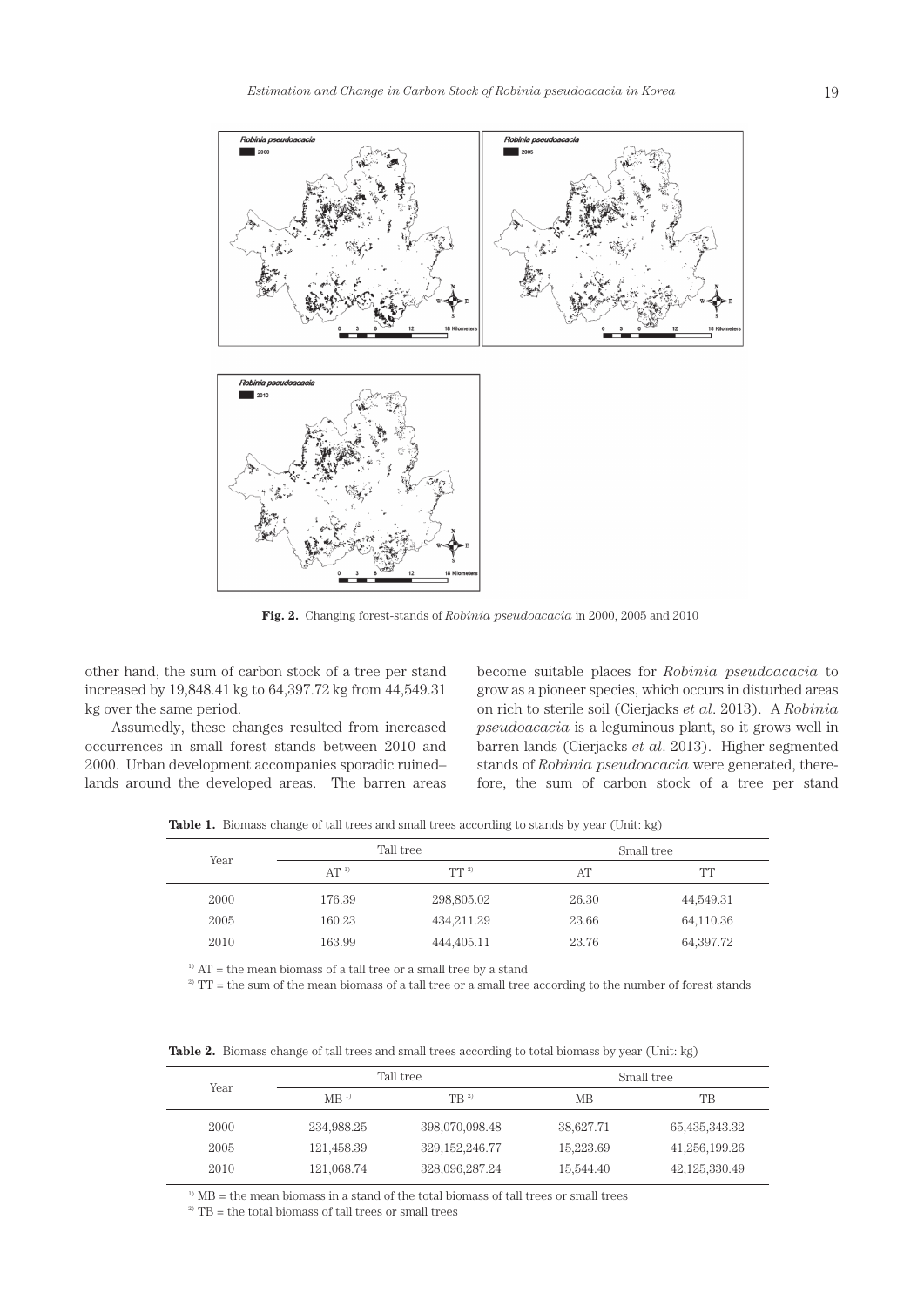Fig. 2. Changing forest-stands of *Robinia pseudoacacia* in 2000, 2005 and 2010

other hand, the sum of carbon stock of a tree per stand increased by 19,848.41 kg to 64,397.72 kg from 44,549.31 kg over the same period.

Assumedly, these changes resulted from increased occurrences in small forest stands between 2010 and 2000. Urban development accompanies sporadic ruined–lands around the developed areas. The barren areas become suitable places for *Robinia pseudoacacia* to grow as a pioneer species, which occurs in disturbed areas on rich to sterile soil (Cierjacks *et al*. 2013). A *Robinia pseudoacacia* is a leguminous plant, so it grows well in barren lands (Cierjacks *et al*. 2013). Higher segmented stands of *Robinia pseudoacacia* were generated, therefore, the sum of carbon stock of a tree per stand

**Table 1.** Biomass change of tall trees and small trees according to stands by year (Unit: kg)

| Year | Tall tree | | Small tree | |
|---|---|---|---|---|
| | AT [1] | TT [2] | AT | TT |
| 2000 | 176.39 | 298,805.02 | 26.30 | 44,549.31 |
| 2005 | 160.23 | 434,211.29 | 23.66 | 64,110.36 |
| 2010 | 163.99 | 444,405.11 | 23.76 | 64,397.72 |

[1] AT = the mean biomass of a tall tree or a small tree by a stand

[2] TT = the sum of the mean biomass of a tall tree or a small tree according to the number of forest stands

**Table 2.** Biomass change of tall trees and small trees according to total biomass by year (Unit: kg)

| Year | Tall tree | | Small tree | |
|---|---|---|---|---|
| | MB [1] | TB [2] | MB | TB |
| 2000 | 234,988.25 | 398,070,098.48 | 38,627.71 | 65,435,343.32 |
| 2005 | 121,458.39 | 329,152,246.77 | 15,223.69 | 41,256,199.26 |
| 2010 | 121,068.74 | 328,096,287.24 | 15,544.40 | 42,125,330.49 |

[1] MB = the mean biomass in a stand of the total biomass of tall trees or small trees

[2] TB = the total biomass of tall trees or small trees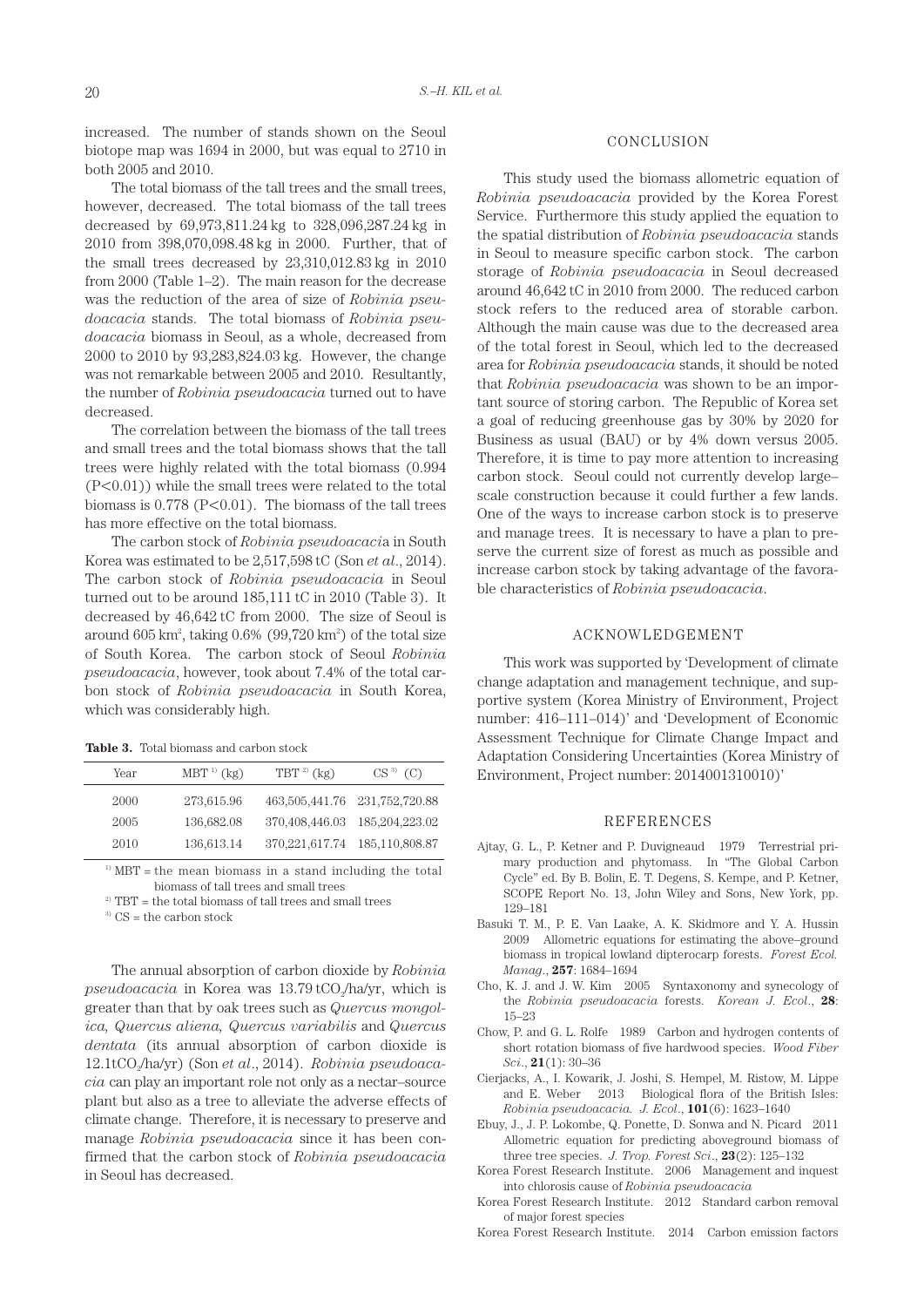increased. The number of stands shown on the Seoul biotope map was 1694 in 2000, but was equal to 2710 in both 2005 and 2010.

The total biomass of the tall trees and the small trees, however, decreased. The total biomass of the tall trees decreased by 69,973,811.24 kg to 328,096,287.24 kg in 2010 from 398,070,098.48 kg in 2000. Further, that of the small trees decreased by 23,310,012.83 kg in 2010 from 2000 (Table 1–2). The main reason for the decrease was the reduction of the area of size of *Robinia pseudoacacia* stands. The total biomass of *Robinia pseudoacacia* biomass in Seoul, as a whole, decreased from 2000 to 2010 by 93,283,824.03 kg. However, the change was not remarkable between 2005 and 2010. Resultantly, the number of *Robinia pseudoacacia* turned out to have decreased.

The correlation between the biomass of the tall trees and small trees and the total biomass shows that the tall trees were highly related with the total biomass (0.994 ($P<0.01$)) while the small trees were related to the total biomass is 0.778 ($P<0.01$). The biomass of the tall trees has more effective on the total biomass.

The carbon stock of *Robinia pseudoacacia* in South Korea was estimated to be 2,517,598 tC (Son *et al*., 2014). The carbon stock of *Robinia pseudoacacia* in Seoul turned out to be around 185,111 tC in 2010 (Table 3). It decreased by 46,642 tC from 2000. The size of Seoul is around 605 $km^2$, taking 0.6% (99,720 $km^2$) of the total size of South Korea. The carbon stock of Seoul *Robinia pseudoacacia*, however, took about 7.4% of the total carbon stock of *Robinia pseudoacacia* in South Korea, which was considerably high.

**Table 3.** Total biomass and carbon stock

| Year | MBT [1] (kg) | TBT [2] (kg) | CS [3] (C) |
|---|---|---|---|
| 2000 | 273,615.96 | 463,505,441.76 | 231,752,720.88 |
| 2005 | 136,682.08 | 370,408,446.03 | 185,204,223.02 |
| 2010 | 136,613.14 | 370,221,617.74 | 185,110,808.87 |

[1] MBT = the mean biomass in a stand including the total biomass of tall trees and small trees

[2] TBT = the total biomass of tall trees and small trees

[3] CS = the carbon stock

The annual absorption of carbon dioxide by *Robinia pseudoacacia* in Korea was 13.79 $tCO_2$/ha/yr, which is greater than that by oak trees such as *Quercus mongolica, Quercus aliena, Quercus variabilis* and *Quercus dentata* (its annual absorption of carbon dioxide is 12.1$tCO_2$/ha/yr) (Son *et al*., 2014). *Robinia pseudoacacia* can play an important role not only as a nectar–source plant but also as a tree to alleviate the adverse effects of climate change. Therefore, it is necessary to preserve and manage *Robinia pseudoacacia* since it has been confirmed that the carbon stock of *Robinia pseudoacacia* in Seoul has decreased.

## CONCLUSION

This study used the biomass allometric equation of *Robinia pseudoacacia* provided by the Korea Forest Service. Furthermore this study applied the equation to the spatial distribution of *Robinia pseudoacacia* stands in Seoul to measure specific carbon stock. The carbon storage of *Robinia pseudoacacia* in Seoul decreased around 46,642 tC in 2010 from 2000. The reduced carbon stock refers to the reduced area of storable carbon. Although the main cause was due to the decreased area of the total forest in Seoul, which led to the decreased area for *Robinia pseudoacacia* stands, it should be noted that *Robinia pseudoacacia* was shown to be an important source of storing carbon. The Republic of Korea set a goal of reducing greenhouse gas by 30% by 2020 for Business as usual (BAU) or by 4% down versus 2005. Therefore, it is time to pay more attention to increasing carbon stock. Seoul could not currently develop large–scale construction because it could further a few lands. One of the ways to increase carbon stock is to preserve and manage trees. It is necessary to have a plan to preserve the current size of forest as much as possible and increase carbon stock by taking advantage of the favorable characteristics of *Robinia pseudoacacia*.

## ACKNOWLEDGEMENT

This work was supported by 'Development of climate change adaptation and management technique, and supportive system (Korea Ministry of Environment, Project number: 416–111–014)' and 'Development of Economic Assessment Technique for Climate Change Impact and Adaptation Considering Uncertainties (Korea Ministry of Environment, Project number: 2014001310010)'

## REFERENCES

Ajtay, G. L., P. Ketner and P. Duvigneaud 1979 Terrestrial primary production and phytomass. In "The Global Carbon Cycle" ed. By B. Bolin, E. T. Degens, S. Kempe, and P. Ketner, SCOPE Report No. 13, John Wiley and Sons, New York, pp. 129–181

Basuki T. M., P. E. Van Laake, A. K. Skidmore and Y. A. Hussin 2009 Allometric equations for estimating the above–ground biomass in tropical lowland dipterocarp forests. *Forest Ecol. Manag*., **257**: 1684–1694

Cho, K. J. and J. W. Kim 2005 Syntaxonomy and synecology of the *Robinia pseudoacacia* forests. *Korean J. Ecol*., **28**: 15–23

Chow, P. and G. L. Rolfe 1989 Carbon and hydrogen contents of short rotation biomass of five hardwood species. *Wood Fiber Sci*., **21**(1): 30–36

Cierjacks, A., I. Kowarik, J. Joshi, S. Hempel, M. Ristow, M. Lippe and E. Weber 2013 Biological flora of the British Isles: *Robinia pseudoacacia. J. Ecol*., **101**(6): 1623–1640

Ebuy, J., J. P. Lokombe, Q. Ponette, D. Sonwa and N. Picard 2011 Allometric equation for predicting aboveground biomass of three tree species. *J. Trop. Forest Sci*., **23**(2): 125–132

Korea Forest Research Institute. 2006 Management and inquest into chlorosis cause of *Robinia pseudoacacia*

Korea Forest Research Institute. 2012 Standard carbon removal of major forest species

Korea Forest Research Institute. 2014 Carbon emission factors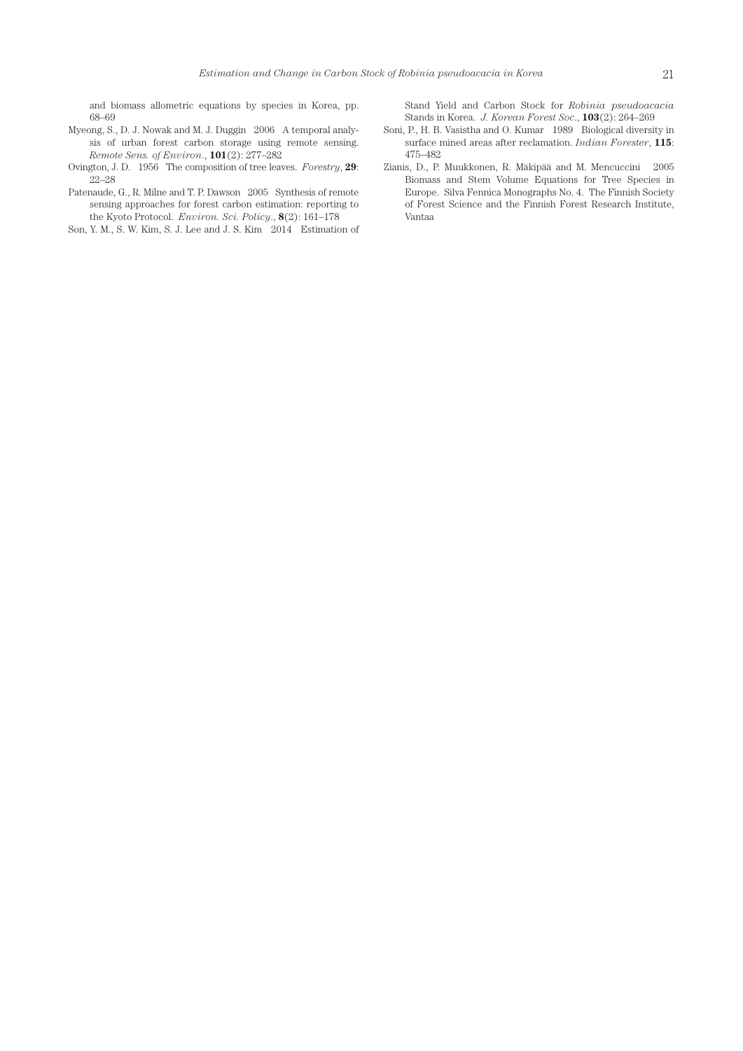and biomass allometric equations by species in Korea, pp. 68–69

Myeong, S., D. J. Nowak and M. J. Duggin 2006 A temporal analysis of urban forest carbon storage using remote sensing. *Remote Sens. of Environ.*, **101**(2): 277–282

Ovington, J. D. 1956 The composition of tree leaves. *Forestry*, **29**: 22–28

Patenaude, G., R. Milne and T. P. Dawson 2005 Synthesis of remote sensing approaches for forest carbon estimation: reporting to the Kyoto Protocol. *Environ. Sci. Policy.*, **8**(2): 161–178

Son, Y. M., S. W. Kim, S. J. Lee and J. S. Kim 2014 Estimation of Stand Yield and Carbon Stock for *Robinia pseudoacacia* Stands in Korea. *J. Korean Forest Soc.*, **103**(2): 264–269

Soni, P., H. B. Vasistha and O. Kumar 1989 Biological diversity in surface mined areas after reclamation. *Indian Forester*, **115**: 475–482

Zianis, D., P. Muukkonen, R. Mäkipää and M. Mencuccini 2005 Biomass and Stem Volume Equations for Tree Species in Europe. Silva Fennica Monographs No. 4. The Finnish Society of Forest Science and the Finnish Forest Research Institute, Vantaa